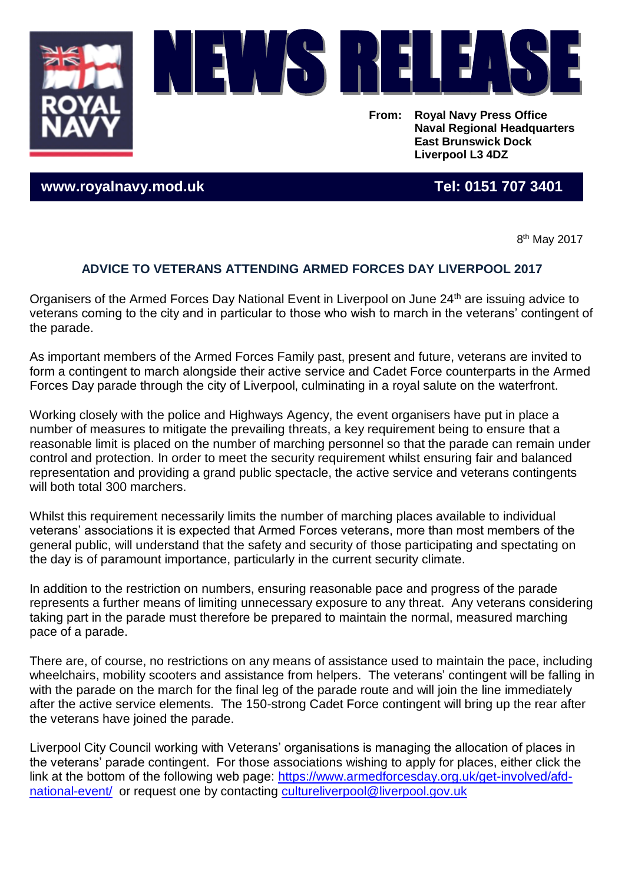# NEWS RELEASE

ROYAL NAVY

**From: Royal Navy Press Office**
**Naval Regional Headquarters**
**East Brunswick Dock**
**Liverpool L3 4DZ**

**www.royalnavy.mod.uk** **Tel: 0151 707 3401**

8th May 2017

## ADVICE TO VETERANS ATTENDING ARMED FORCES DAY LIVERPOOL 2017

Organisers of the Armed Forces Day National Event in Liverpool on June 24th are issuing advice to veterans coming to the city and in particular to those who wish to march in the veterans' contingent of the parade.

As important members of the Armed Forces Family past, present and future, veterans are invited to form a contingent to march alongside their active service and Cadet Force counterparts in the Armed Forces Day parade through the city of Liverpool, culminating in a royal salute on the waterfront.

Working closely with the police and Highways Agency, the event organisers have put in place a number of measures to mitigate the prevailing threats, a key requirement being to ensure that a reasonable limit is placed on the number of marching personnel so that the parade can remain under control and protection. In order to meet the security requirement whilst ensuring fair and balanced representation and providing a grand public spectacle, the active service and veterans contingents will both total 300 marchers.

Whilst this requirement necessarily limits the number of marching places available to individual veterans' associations it is expected that Armed Forces veterans, more than most members of the general public, will understand that the safety and security of those participating and spectating on the day is of paramount importance, particularly in the current security climate.

In addition to the restriction on numbers, ensuring reasonable pace and progress of the parade represents a further means of limiting unnecessary exposure to any threat. Any veterans considering taking part in the parade must therefore be prepared to maintain the normal, measured marching pace of a parade.

There are, of course, no restrictions on any means of assistance used to maintain the pace, including wheelchairs, mobility scooters and assistance from helpers. The veterans' contingent will be falling in with the parade on the march for the final leg of the parade route and will join the line immediately after the active service elements. The 150-strong Cadet Force contingent will bring up the rear after the veterans have joined the parade.

Liverpool City Council working with Veterans' organisations is managing the allocation of places in the veterans' parade contingent. For those associations wishing to apply for places, either click the link at the bottom of the following web page: https://www.armedforcesday.org.uk/get-involved/afd-national-event/ or request one by contacting cultureliverpool@liverpool.gov.uk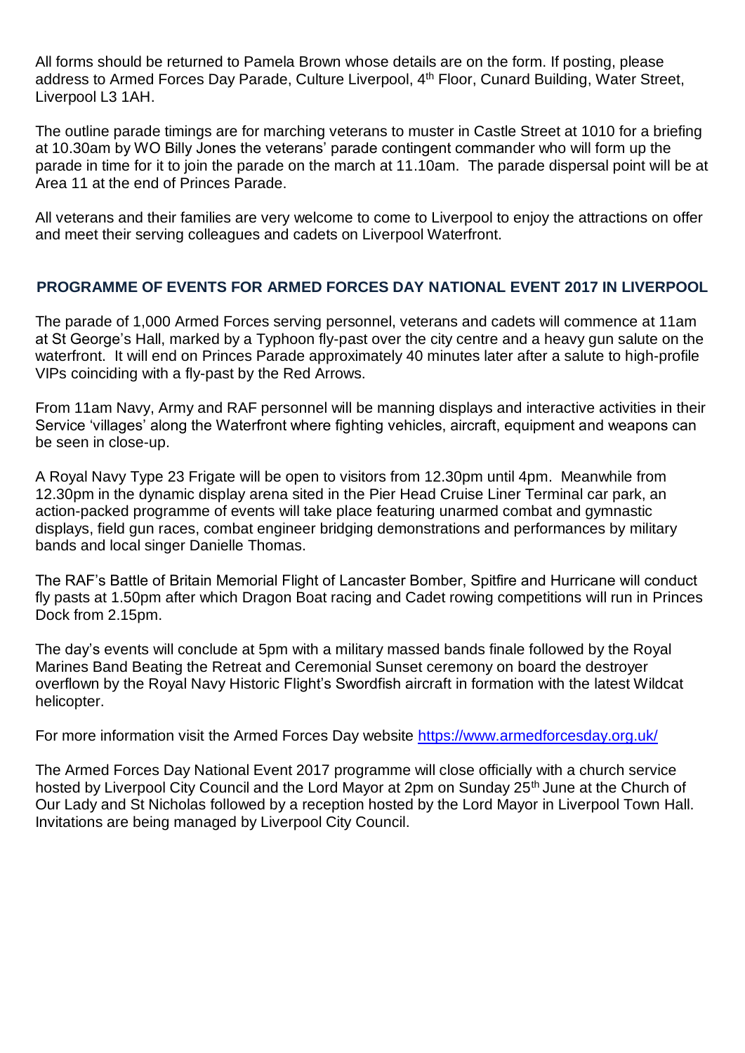All forms should be returned to Pamela Brown whose details are on the form. If posting, please address to Armed Forces Day Parade, Culture Liverpool, 4th Floor, Cunard Building, Water Street, Liverpool L3 1AH.

The outline parade timings are for marching veterans to muster in Castle Street at 1010 for a briefing at 10.30am by WO Billy Jones the veterans' parade contingent commander who will form up the parade in time for it to join the parade on the march at 11.10am. The parade dispersal point will be at Area 11 at the end of Princes Parade.

All veterans and their families are very welcome to come to Liverpool to enjoy the attractions on offer and meet their serving colleagues and cadets on Liverpool Waterfront.

## PROGRAMME OF EVENTS FOR ARMED FORCES DAY NATIONAL EVENT 2017 IN LIVERPOOL

The parade of 1,000 Armed Forces serving personnel, veterans and cadets will commence at 11am at St George's Hall, marked by a Typhoon fly-past over the city centre and a heavy gun salute on the waterfront. It will end on Princes Parade approximately 40 minutes later after a salute to high-profile VIPs coinciding with a fly-past by the Red Arrows.

From 11am Navy, Army and RAF personnel will be manning displays and interactive activities in their Service 'villages' along the Waterfront where fighting vehicles, aircraft, equipment and weapons can be seen in close-up.

A Royal Navy Type 23 Frigate will be open to visitors from 12.30pm until 4pm. Meanwhile from 12.30pm in the dynamic display arena sited in the Pier Head Cruise Liner Terminal car park, an action-packed programme of events will take place featuring unarmed combat and gymnastic displays, field gun races, combat engineer bridging demonstrations and performances by military bands and local singer Danielle Thomas.

The RAF's Battle of Britain Memorial Flight of Lancaster Bomber, Spitfire and Hurricane will conduct fly pasts at 1.50pm after which Dragon Boat racing and Cadet rowing competitions will run in Princes Dock from 2.15pm.

The day's events will conclude at 5pm with a military massed bands finale followed by the Royal Marines Band Beating the Retreat and Ceremonial Sunset ceremony on board the destroyer overflown by the Royal Navy Historic Flight's Swordfish aircraft in formation with the latest Wildcat helicopter.

For more information visit the Armed Forces Day website https://www.armedforcesday.org.uk/

The Armed Forces Day National Event 2017 programme will close officially with a church service hosted by Liverpool City Council and the Lord Mayor at 2pm on Sunday 25th June at the Church of Our Lady and St Nicholas followed by a reception hosted by the Lord Mayor in Liverpool Town Hall. Invitations are being managed by Liverpool City Council.